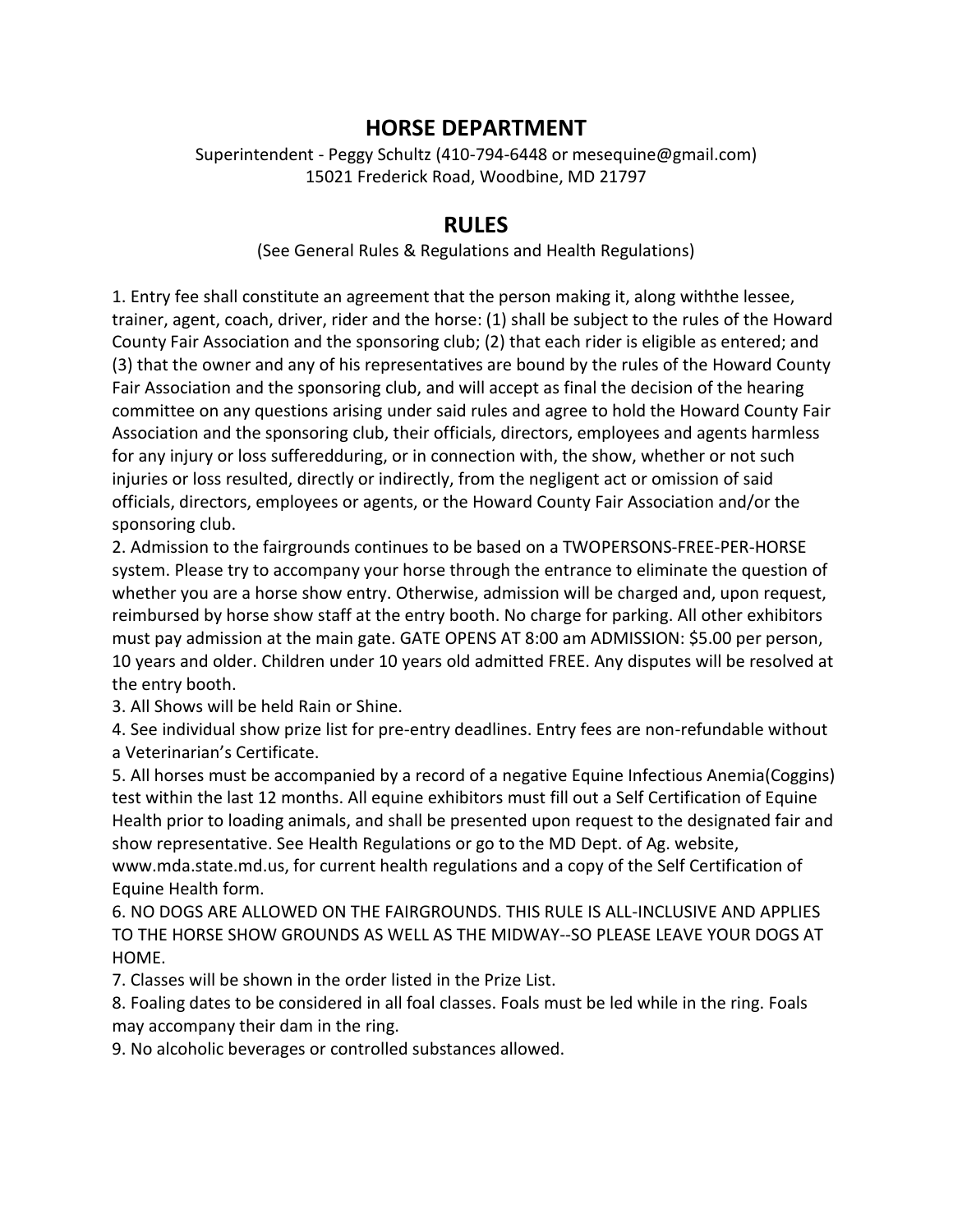# HORSE DEPARTMENT

Superintendent - Peggy Schultz (410-794-6448 or mesequine@gmail.com)
15021 Frederick Road, Woodbine, MD 21797

## RULES

(See General Rules & Regulations and Health Regulations)

1. Entry fee shall constitute an agreement that the person making it, along withthe lessee, trainer, agent, coach, driver, rider and the horse: (1) shall be subject to the rules of the Howard County Fair Association and the sponsoring club; (2) that each rider is eligible as entered; and (3) that the owner and any of his representatives are bound by the rules of the Howard County Fair Association and the sponsoring club, and will accept as final the decision of the hearing committee on any questions arising under said rules and agree to hold the Howard County Fair Association and the sponsoring club, their officials, directors, employees and agents harmless for any injury or loss sufferedduring, or in connection with, the show, whether or not such injuries or loss resulted, directly or indirectly, from the negligent act or omission of said officials, directors, employees or agents, or the Howard County Fair Association and/or the sponsoring club.
2. Admission to the fairgrounds continues to be based on a TWOPERSONS-FREE-PER-HORSE system. Please try to accompany your horse through the entrance to eliminate the question of whether you are a horse show entry. Otherwise, admission will be charged and, upon request, reimbursed by horse show staff at the entry booth. No charge for parking. All other exhibitors must pay admission at the main gate. GATE OPENS AT 8:00 am ADMISSION: $5.00 per person, 10 years and older. Children under 10 years old admitted FREE. Any disputes will be resolved at the entry booth.
3. All Shows will be held Rain or Shine.
4. See individual show prize list for pre-entry deadlines. Entry fees are non-refundable without a Veterinarian's Certificate.
5. All horses must be accompanied by a record of a negative Equine Infectious Anemia(Coggins) test within the last 12 months. All equine exhibitors must fill out a Self Certification of Equine Health prior to loading animals, and shall be presented upon request to the designated fair and show representative. See Health Regulations or go to the MD Dept. of Ag. website, www.mda.state.md.us, for current health regulations and a copy of the Self Certification of Equine Health form.
6. NO DOGS ARE ALLOWED ON THE FAIRGROUNDS. THIS RULE IS ALL-INCLUSIVE AND APPLIES TO THE HORSE SHOW GROUNDS AS WELL AS THE MIDWAY--SO PLEASE LEAVE YOUR DOGS AT HOME.
7. Classes will be shown in the order listed in the Prize List.
8. Foaling dates to be considered in all foal classes. Foals must be led while in the ring. Foals may accompany their dam in the ring.
9. No alcoholic beverages or controlled substances allowed.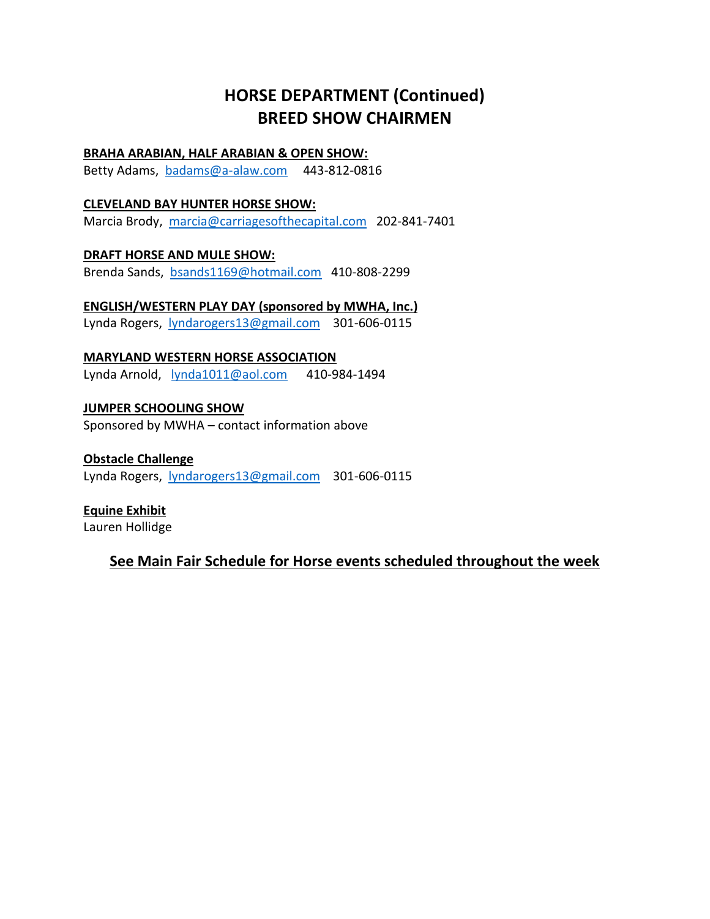# HORSE DEPARTMENT (Continued)
# BREED SHOW CHAIRMEN

**BRAHA ARABIAN, HALF ARABIAN & OPEN SHOW:**
Betty Adams, badams@a-alaw.com 443-812-0816

**CLEVELAND BAY HUNTER HORSE SHOW:**
Marcia Brody, marcia@carriagesofthecapital.com 202-841-7401

**DRAFT HORSE AND MULE SHOW:**
Brenda Sands, bsands1169@hotmail.com 410-808-2299

**ENGLISH/WESTERN PLAY DAY (sponsored by MWHA, Inc.)**
Lynda Rogers, lyndarogers13@gmail.com 301-606-0115

**MARYLAND WESTERN HORSE ASSOCIATION**
Lynda Arnold, lynda1011@aol.com 410-984-1494

**JUMPER SCHOOLING SHOW**
Sponsored by MWHA – contact information above

**Obstacle Challenge**
Lynda Rogers, lyndarogers13@gmail.com 301-606-0115

**Equine Exhibit**
Lauren Hollidge

**See Main Fair Schedule for Horse events scheduled throughout the week**